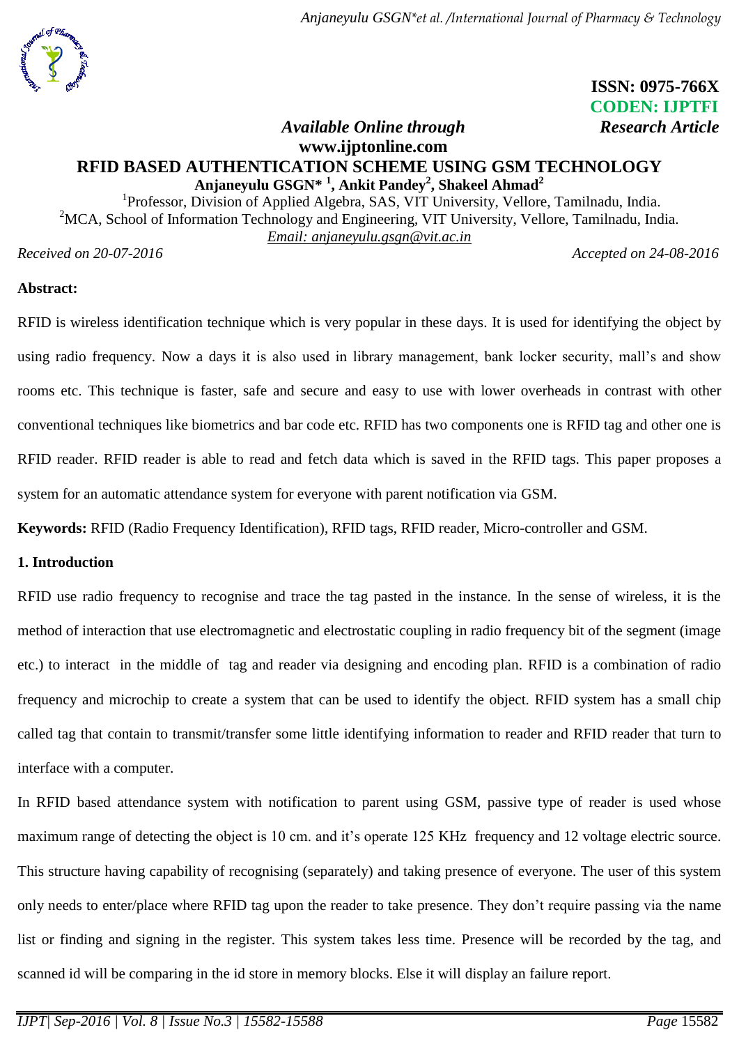ISSN: 0975-766X
CODEN: IJPTFI

*Available Online through* *Research Article*

**www.ijptonline.com**

# RFID BASED AUTHENTICATION SCHEME USING GSM TECHNOLOGY

**Anjaneyulu GSGN*[1], Ankit Pandey[2], Shakeel Ahmad[2]**

[1]Professor, Division of Applied Algebra, SAS, VIT University, Vellore, Tamilnadu, India.
[2]MCA, School of Information Technology and Engineering, VIT University, Vellore, Tamilnadu, India.
Email: anjaneyulu.gsgn@vit.ac.in

*Received on 20-07-2016* *Accepted on 24-08-2016*

**Abstract:**

RFID is wireless identification technique which is very popular in these days. It is used for identifying the object by using radio frequency. Now a days it is also used in library management, bank locker security, mall's and show rooms etc. This technique is faster, safe and secure and easy to use with lower overheads in contrast with other conventional techniques like biometrics and bar code etc. RFID has two components one is RFID tag and other one is RFID reader. RFID reader is able to read and fetch data which is saved in the RFID tags. This paper proposes a system for an automatic attendance system for everyone with parent notification via GSM.

**Keywords:** RFID (Radio Frequency Identification), RFID tags, RFID reader, Micro-controller and GSM.

## 1. Introduction

RFID use radio frequency to recognise and trace the tag pasted in the instance. In the sense of wireless, it is the method of interaction that use electromagnetic and electrostatic coupling in radio frequency bit of the segment (image etc.) to interact in the middle of tag and reader via designing and encoding plan. RFID is a combination of radio frequency and microchip to create a system that can be used to identify the object. RFID system has a small chip called tag that contain to transmit/transfer some little identifying information to reader and RFID reader that turn to interface with a computer.

In RFID based attendance system with notification to parent using GSM, passive type of reader is used whose maximum range of detecting the object is 10 cm. and it's operate 125 KHz frequency and 12 voltage electric source. This structure having capability of recognising (separately) and taking presence of everyone. The user of this system only needs to enter/place where RFID tag upon the reader to take presence. They don't require passing via the name list or finding and signing in the register. This system takes less time. Presence will be recorded by the tag, and scanned id will be comparing in the id store in memory blocks. Else it will display an failure report.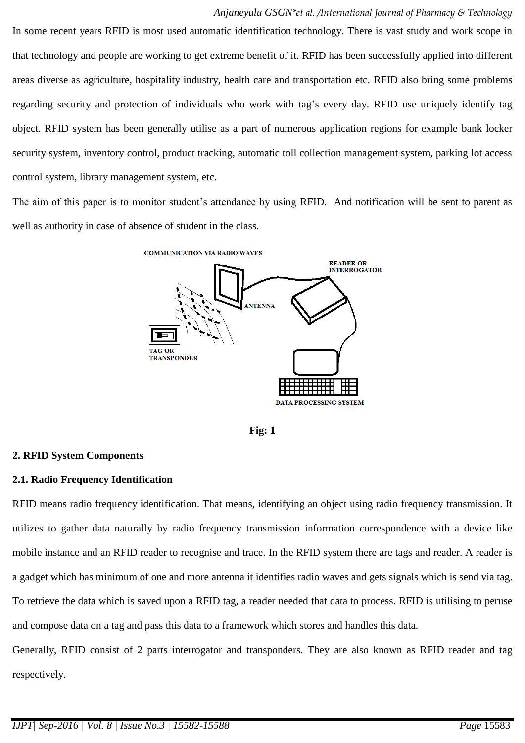In some recent years RFID is most used automatic identification technology. There is vast study and work scope in that technology and people are working to get extreme benefit of it. RFID has been successfully applied into different areas diverse as agriculture, hospitality industry, health care and transportation etc. RFID also bring some problems regarding security and protection of individuals who work with tag's every day. RFID use uniquely identify tag object. RFID system has been generally utilise as a part of numerous application regions for example bank locker security system, inventory control, product tracking, automatic toll collection management system, parking lot access control system, library management system, etc.

The aim of this paper is to monitor student's attendance by using RFID. And notification will be sent to parent as well as authority in case of absence of student in the class.

COMMUNICATION VIA RADIO WAVES

READER OR INTERROGATOR

ANTENNA

TAG OR TRANSPONDER

DATA PROCESSING SYSTEM

**Fig: 1**

### 2. RFID System Components

### 2.1. Radio Frequency Identification

RFID means radio frequency identification. That means, identifying an object using radio frequency transmission. It utilizes to gather data naturally by radio frequency transmission information correspondence with a device like mobile instance and an RFID reader to recognise and trace. In the RFID system there are tags and reader. A reader is a gadget which has minimum of one and more antenna it identifies radio waves and gets signals which is send via tag. To retrieve the data which is saved upon a RFID tag, a reader needed that data to process. RFID is utilising to peruse and compose data on a tag and pass this data to a framework which stores and handles this data.

Generally, RFID consist of 2 parts interrogator and transponders. They are also known as RFID reader and tag respectively.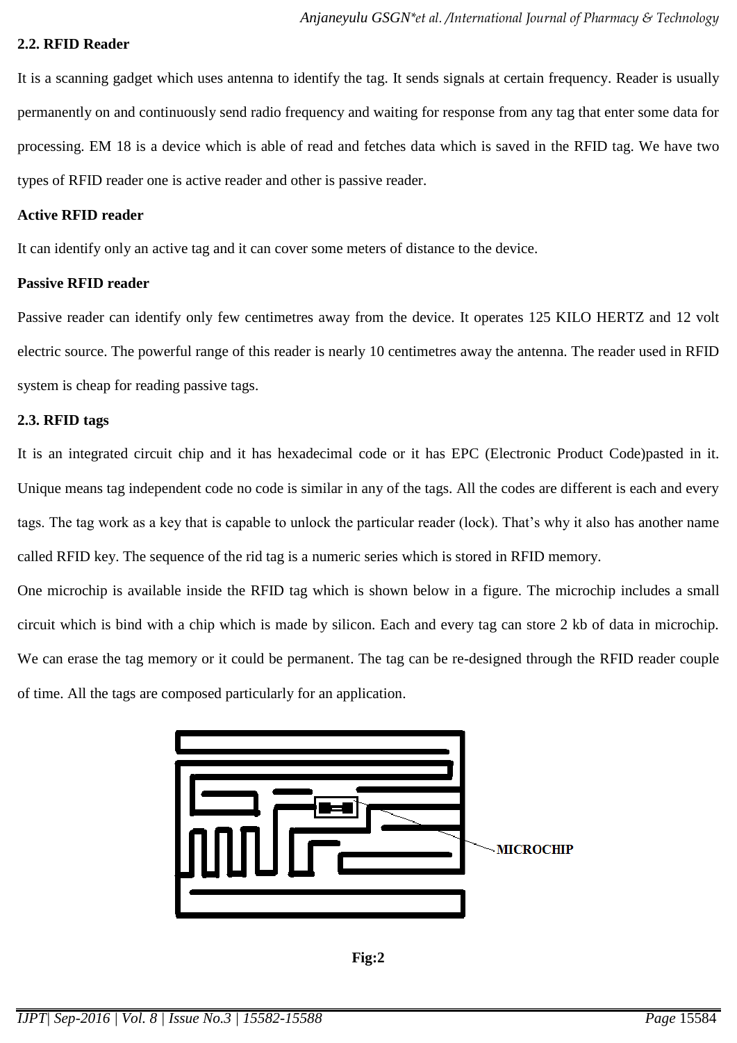### 2.2. RFID Reader

It is a scanning gadget which uses antenna to identify the tag. It sends signals at certain frequency. Reader is usually permanently on and continuously send radio frequency and waiting for response from any tag that enter some data for processing. EM 18 is a device which is able of read and fetches data which is saved in the RFID tag. We have two types of RFID reader one is active reader and other is passive reader.

**Active RFID reader**

It can identify only an active tag and it can cover some meters of distance to the device.

**Passive RFID reader**

Passive reader can identify only few centimetres away from the device. It operates 125 KILO HERTZ and 12 volt electric source. The powerful range of this reader is nearly 10 centimetres away the antenna. The reader used in RFID system is cheap for reading passive tags.

### 2.3. RFID tags

It is an integrated circuit chip and it has hexadecimal code or it has EPC (Electronic Product Code)pasted in it. Unique means tag independent code no code is similar in any of the tags. All the codes are different is each and every tags. The tag work as a key that is capable to unlock the particular reader (lock). That's why it also has another name called RFID key. The sequence of the rid tag is a numeric series which is stored in RFID memory.

One microchip is available inside the RFID tag which is shown below in a figure. The microchip includes a small circuit which is bind with a chip which is made by silicon. Each and every tag can store 2 kb of data in microchip. We can erase the tag memory or it could be permanent. The tag can be re-designed through the RFID reader couple of time. All the tags are composed particularly for an application.

MICROCHIP

**Fig:2**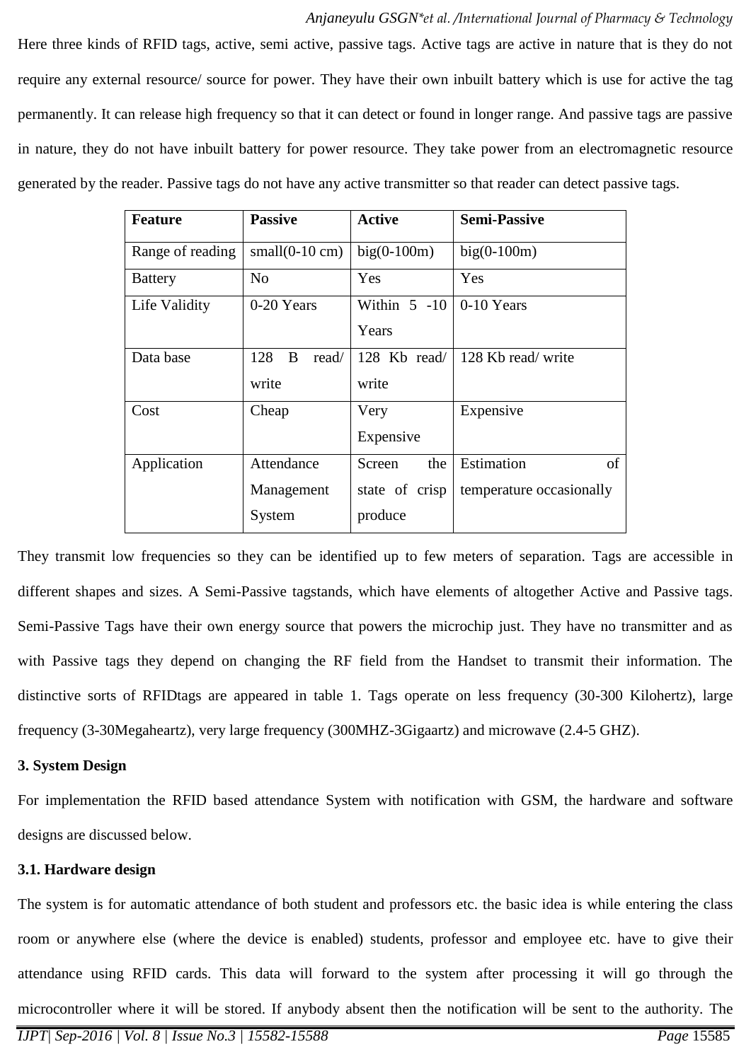Here three kinds of RFID tags, active, semi active, passive tags. Active tags are active in nature that is they do not require any external resource/ source for power. They have their own inbuilt battery which is use for active the tag permanently. It can release high frequency so that it can detect or found in longer range. And passive tags are passive in nature, they do not have inbuilt battery for power resource. They take power from an electromagnetic resource generated by the reader. Passive tags do not have any active transmitter so that reader can detect passive tags.

| **Feature** | **Passive** | **Active** | **Semi-Passive** |
|---|---|---|---|
| Range of reading | small(0-10 cm) | big(0-100m) | big(0-100m) |
| Battery | No | Yes | Yes |
| Life Validity | 0-20 Years | Within 5 -10 Years | 0-10 Years |
| Data base | 128 B read/ write | 128 Kb read/ write | 128 Kb read/ write |
| Cost | Cheap | Very Expensive | Expensive |
| Application | Attendance Management System | Screen the state of crisp produce | Estimation of temperature occasionally |

They transmit low frequencies so they can be identified up to few meters of separation. Tags are accessible in different shapes and sizes. A Semi-Passive tagstands, which have elements of altogether Active and Passive tags. Semi-Passive Tags have their own energy source that powers the microchip just. They have no transmitter and as with Passive tags they depend on changing the RF field from the Handset to transmit their information. The distinctive sorts of RFIDtags are appeared in table 1. Tags operate on less frequency (30-300 Kilohertz), large frequency (3-30Megaheartz), very large frequency (300MHZ-3Gigaartz) and microwave (2.4-5 GHZ).

**3. System Design**

For implementation the RFID based attendance System with notification with GSM, the hardware and software designs are discussed below.

**3.1. Hardware design**

The system is for automatic attendance of both student and professors etc. the basic idea is while entering the class room or anywhere else (where the device is enabled) students, professor and employee etc. have to give their attendance using RFID cards. This data will forward to the system after processing it will go through the microcontroller where it will be stored. If anybody absent then the notification will be sent to the authority. The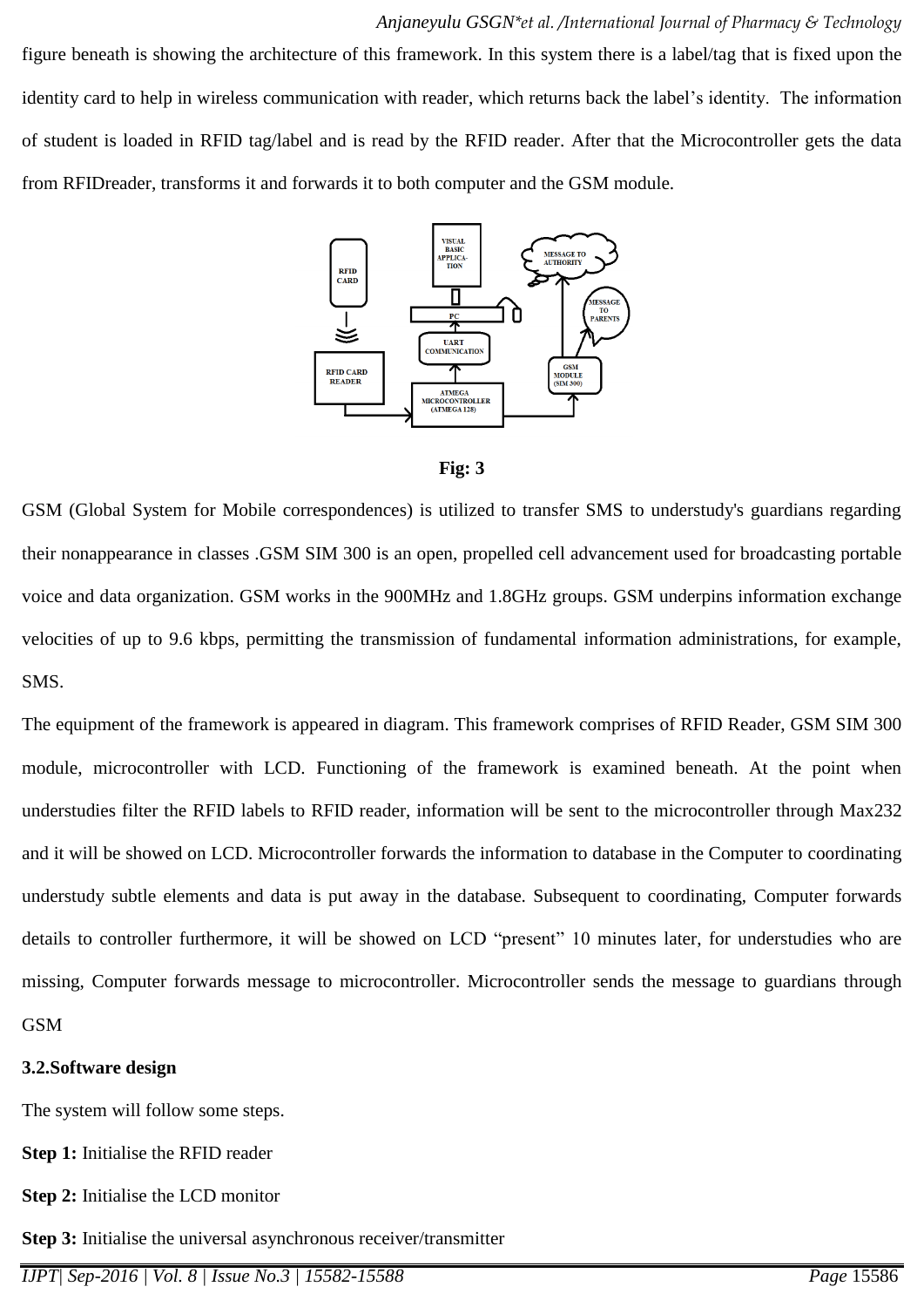figure beneath is showing the architecture of this framework. In this system there is a label/tag that is fixed upon the identity card to help in wireless communication with reader, which returns back the label's identity. The information of student is loaded in RFID tag/label and is read by the RFID reader. After that the Microcontroller gets the data from RFIDreader, transforms it and forwards it to both computer and the GSM module.

**Fig: 3**

GSM (Global System for Mobile correspondences) is utilized to transfer SMS to understudy's guardians regarding their nonappearance in classes .GSM SIM 300 is an open, propelled cell advancement used for broadcasting portable voice and data organization. GSM works in the 900MHz and 1.8GHz groups. GSM underpins information exchange velocities of up to 9.6 kbps, permitting the transmission of fundamental information administrations, for example, SMS.

The equipment of the framework is appeared in diagram. This framework comprises of RFID Reader, GSM SIM 300 module, microcontroller with LCD. Functioning of the framework is examined beneath. At the point when understudies filter the RFID labels to RFID reader, information will be sent to the microcontroller through Max232 and it will be showed on LCD. Microcontroller forwards the information to database in the Computer to coordinating understudy subtle elements and data is put away in the database. Subsequent to coordinating, Computer forwards details to controller furthermore, it will be showed on LCD "present" 10 minutes later, for understudies who are missing, Computer forwards message to microcontroller. Microcontroller sends the message to guardians through GSM

**3.2.Software design**

The system will follow some steps.

**Step 1:** Initialise the RFID reader

**Step 2:** Initialise the LCD monitor

**Step 3:** Initialise the universal asynchronous receiver/transmitter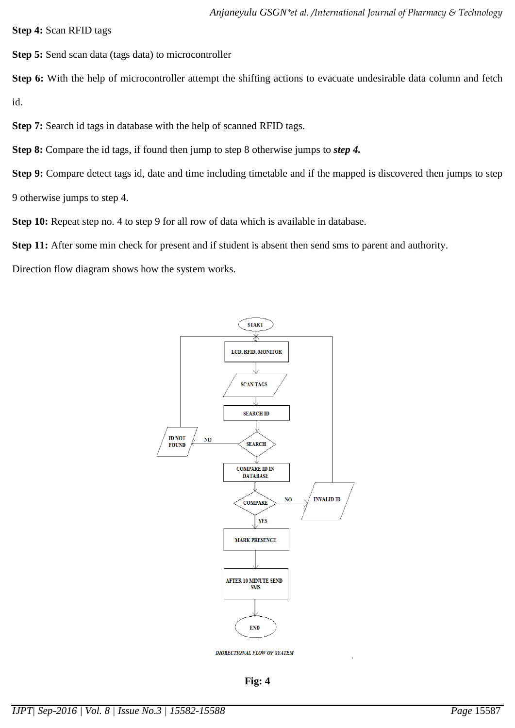**Step 4:** Scan RFID tags

**Step 5:** Send scan data (tags data) to microcontroller

**Step 6:** With the help of microcontroller attempt the shifting actions to evacuate undesirable data column and fetch id.

**Step 7:** Search id tags in database with the help of scanned RFID tags.

**Step 8:** Compare the id tags, if found then jump to step 8 otherwise jumps to ***step 4.***

**Step 9:** Compare detect tags id, date and time including timetable and if the mapped is discovered then jumps to step 9 otherwise jumps to step 4.

**Step 10:** Repeat step no. 4 to step 9 for all row of data which is available in database.

**Step 11:** After some min check for present and if student is absent then send sms to parent and authority.

Direction flow diagram shows how the system works.

START

LCD, RFID, MONITOR

SCAN TAGS

SEARCH ID

SEARCH

NO

ID NOT FOUND

COMPARE ID IN DATABASE

COMPARE

NO

INVALID ID

YES

MARK PRESENCE

AFTER 10 MINUTE SEND SMS

END

*DIORECTIONAL FLOW OF SYATEM*

**Fig: 4**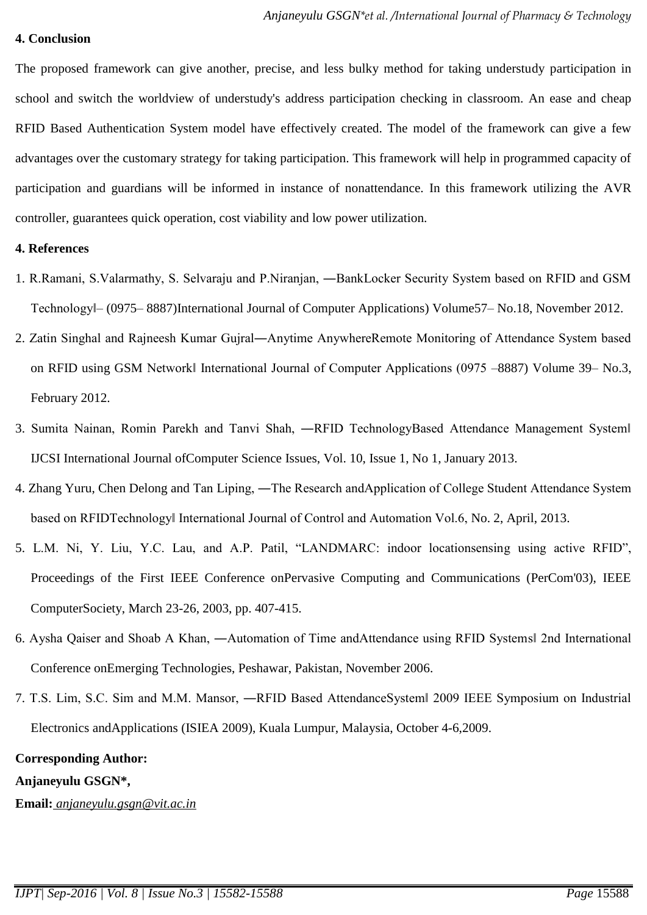## 4. Conclusion

The proposed framework can give another, precise, and less bulky method for taking understudy participation in school and switch the worldview of understudy's address participation checking in classroom. An ease and cheap RFID Based Authentication System model have effectively created. The model of the framework can give a few advantages over the customary strategy for taking participation. This framework will help in programmed capacity of participation and guardians will be informed in instance of nonattendance. In this framework utilizing the AVR controller, guarantees quick operation, cost viability and low power utilization.

## 4. References

1. R.Ramani, S.Valarmathy, S. Selvaraju and P.Niranjan, ―BankLocker Security System based on RFID and GSM Technology‖– (0975– 8887)International Journal of Computer Applications) Volume57– No.18, November 2012.
2. Zatin Singhal and Rajneesh Kumar Gujral―Anytime AnywhereRemote Monitoring of Attendance System based on RFID using GSM Network‖ International Journal of Computer Applications (0975 –8887) Volume 39– No.3, February 2012.
3. Sumita Nainan, Romin Parekh and Tanvi Shah, ―RFID TechnologyBased Attendance Management System‖ IJCSI International Journal ofComputer Science Issues, Vol. 10, Issue 1, No 1, January 2013.
4. Zhang Yuru, Chen Delong and Tan Liping, ―The Research andApplication of College Student Attendance System based on RFIDTechnology‖ International Journal of Control and Automation Vol.6, No. 2, April, 2013.
5. L.M. Ni, Y. Liu, Y.C. Lau, and A.P. Patil, "LANDMARC: indoor locationsensing using active RFID", Proceedings of the First IEEE Conference onPervasive Computing and Communications (PerCom'03), IEEE ComputerSociety, March 23-26, 2003, pp. 407-415.
6. Aysha Qaiser and Shoab A Khan, ―Automation of Time andAttendance using RFID Systems‖ 2nd International Conference onEmerging Technologies, Peshawar, Pakistan, November 2006.
7. T.S. Lim, S.C. Sim and M.M. Mansor, ―RFID Based AttendanceSystem‖ 2009 IEEE Symposium on Industrial Electronics andApplications (ISIEA 2009), Kuala Lumpur, Malaysia, October 4-6,2009.

**Corresponding Author:**

**Anjaneyulu GSGN*,**

**Email:** anjaneyulu.gsgn@vit.ac.in